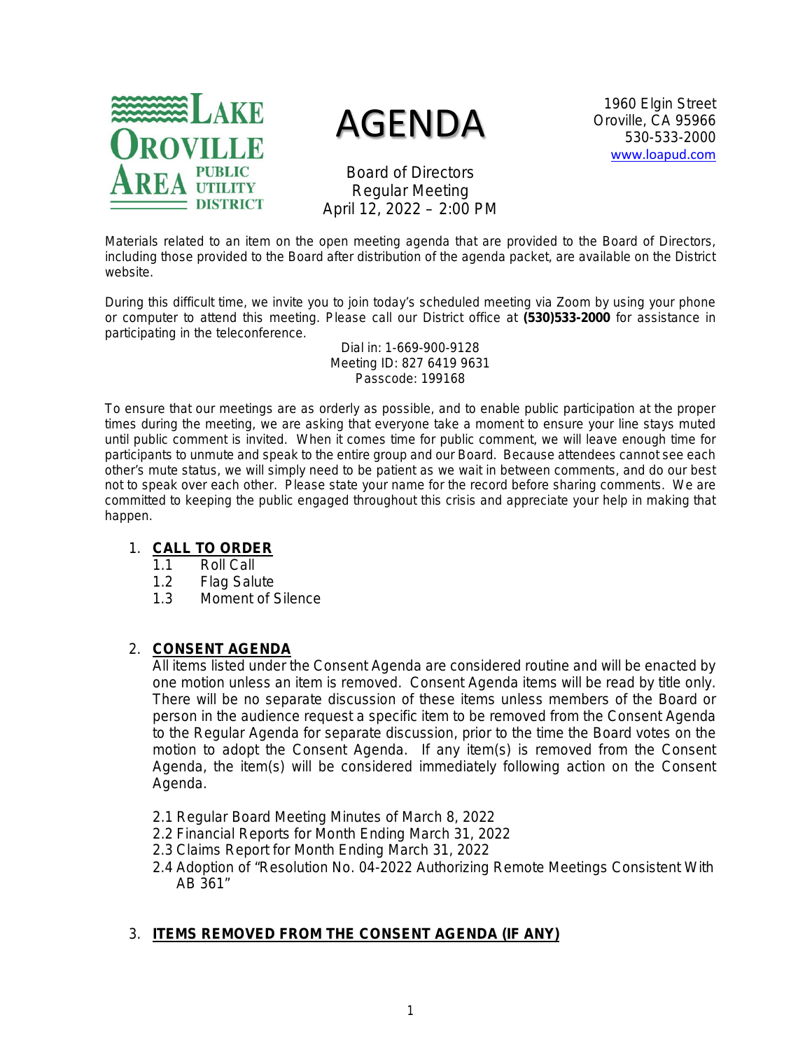LAKE OROVILLE AREA PUBLIC UTILITY DISTRICT

# AGENDA

1960 Elgin Street
Oroville, CA 95966
530-533-2000
www.loapud.com

Board of Directors
Regular Meeting
April 12, 2022 – 2:00 PM

Materials related to an item on the open meeting agenda that are provided to the Board of Directors, including those provided to the Board after distribution of the agenda packet, are available on the District website.

During this difficult time, we invite you to join today's scheduled meeting via Zoom by using your phone or computer to attend this meeting. Please call our District office at **(530)533-2000** for assistance in participating in the teleconference.

Dial in: 1-669-900-9128
Meeting ID: 827 6419 9631
Passcode: 199168

To ensure that our meetings are as orderly as possible, and to enable public participation at the proper times during the meeting, we are asking that everyone take a moment to ensure your line stays muted until public comment is invited. When it comes time for public comment, we will leave enough time for participants to unmute and speak to the entire group and our Board. Because attendees cannot see each other's mute status, we will simply need to be patient as we wait in between comments, and do our best not to speak over each other. Please state your name for the record before sharing comments. We are committed to keeping the public engaged throughout this crisis and appreciate your help in making that happen.

1. **CALL TO ORDER**
   - 1.1 Roll Call
   - 1.2 Flag Salute
   - 1.3 Moment of Silence

2. **CONSENT AGENDA**

   All items listed under the Consent Agenda are considered routine and will be enacted by one motion unless an item is removed. Consent Agenda items will be read by title only. There will be no separate discussion of these items unless members of the Board or person in the audience request a specific item to be removed from the Consent Agenda to the Regular Agenda for separate discussion, prior to the time the Board votes on the motion to adopt the Consent Agenda. If any item(s) is removed from the Consent Agenda, the item(s) will be considered immediately following action on the Consent Agenda.

   - 2.1 Regular Board Meeting Minutes of March 8, 2022
   - 2.2 Financial Reports for Month Ending March 31, 2022
   - 2.3 Claims Report for Month Ending March 31, 2022
   - 2.4 Adoption of "Resolution No. 04-2022 Authorizing Remote Meetings Consistent With AB 361"

3. **ITEMS REMOVED FROM THE CONSENT AGENDA (IF ANY)**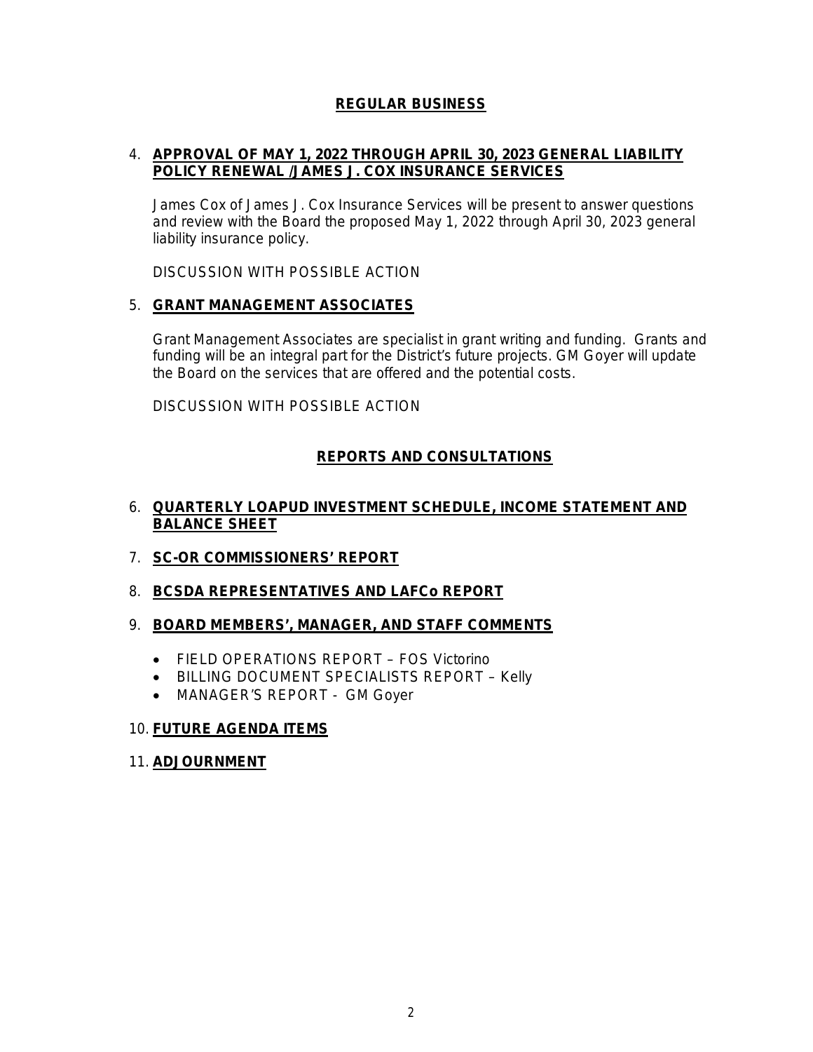## REGULAR BUSINESS

4. **APPROVAL OF MAY 1, 2022 THROUGH APRIL 30, 2023 GENERAL LIABILITY POLICY RENEWAL /JAMES J. COX INSURANCE SERVICES**

   James Cox of James J. Cox Insurance Services will be present to answer questions and review with the Board the proposed May 1, 2022 through April 30, 2023 general liability insurance policy.

   DISCUSSION WITH POSSIBLE ACTION

5. **GRANT MANAGEMENT ASSOCIATES**

   Grant Management Associates are specialist in grant writing and funding. Grants and funding will be an integral part for the District's future projects. GM Goyer will update the Board on the services that are offered and the potential costs.

   DISCUSSION WITH POSSIBLE ACTION

## REPORTS AND CONSULTATIONS

6. **QUARTERLY LOAPUD INVESTMENT SCHEDULE, INCOME STATEMENT AND BALANCE SHEET**

7. **SC-OR COMMISSIONERS' REPORT**

8. **BCSDA REPRESENTATIVES AND LAFCo REPORT**

9. **BOARD MEMBERS', MANAGER, AND STAFF COMMENTS**
   - FIELD OPERATIONS REPORT – FOS Victorino
   - BILLING DOCUMENT SPECIALISTS REPORT – Kelly
   - MANAGER'S REPORT - GM Goyer

10. **FUTURE AGENDA ITEMS**

11. **ADJOURNMENT**